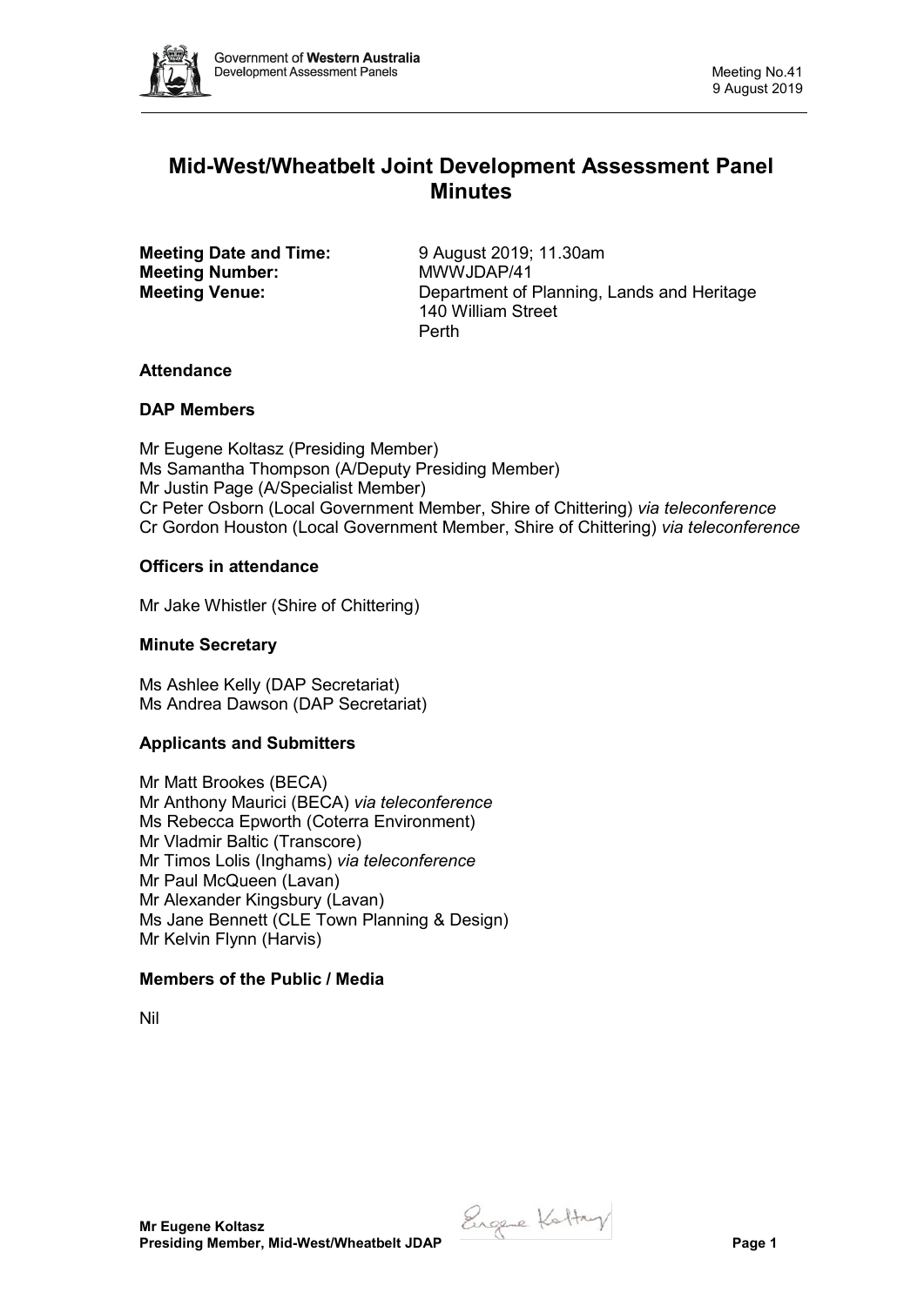# Mid-West/Wheatbelt Joint Development Assessment Panel Minutes

**Meeting Date and Time:** 9 August 2019; 11.30am
**Meeting Number:** MWWJDAP/41
**Meeting Venue:** Department of Planning, Lands and Heritage
140 William Street
Perth

### Attendance

### DAP Members

Mr Eugene Koltasz (Presiding Member)
Ms Samantha Thompson (A/Deputy Presiding Member)
Mr Justin Page (A/Specialist Member)
Cr Peter Osborn (Local Government Member, Shire of Chittering) *via teleconference*
Cr Gordon Houston (Local Government Member, Shire of Chittering) *via teleconference*

### Officers in attendance

Mr Jake Whistler (Shire of Chittering)

### Minute Secretary

Ms Ashlee Kelly (DAP Secretariat)
Ms Andrea Dawson (DAP Secretariat)

### Applicants and Submitters

Mr Matt Brookes (BECA)
Mr Anthony Maurici (BECA) *via teleconference*
Ms Rebecca Epworth (Coterra Environment)
Mr Vladmir Baltic (Transcore)
Mr Timos Lolis (Inghams) *via teleconference*
Mr Paul McQueen (Lavan)
Mr Alexander Kingsbury (Lavan)
Ms Jane Bennett (CLE Town Planning & Design)
Mr Kelvin Flynn (Harvis)

### Members of the Public / Media

Nil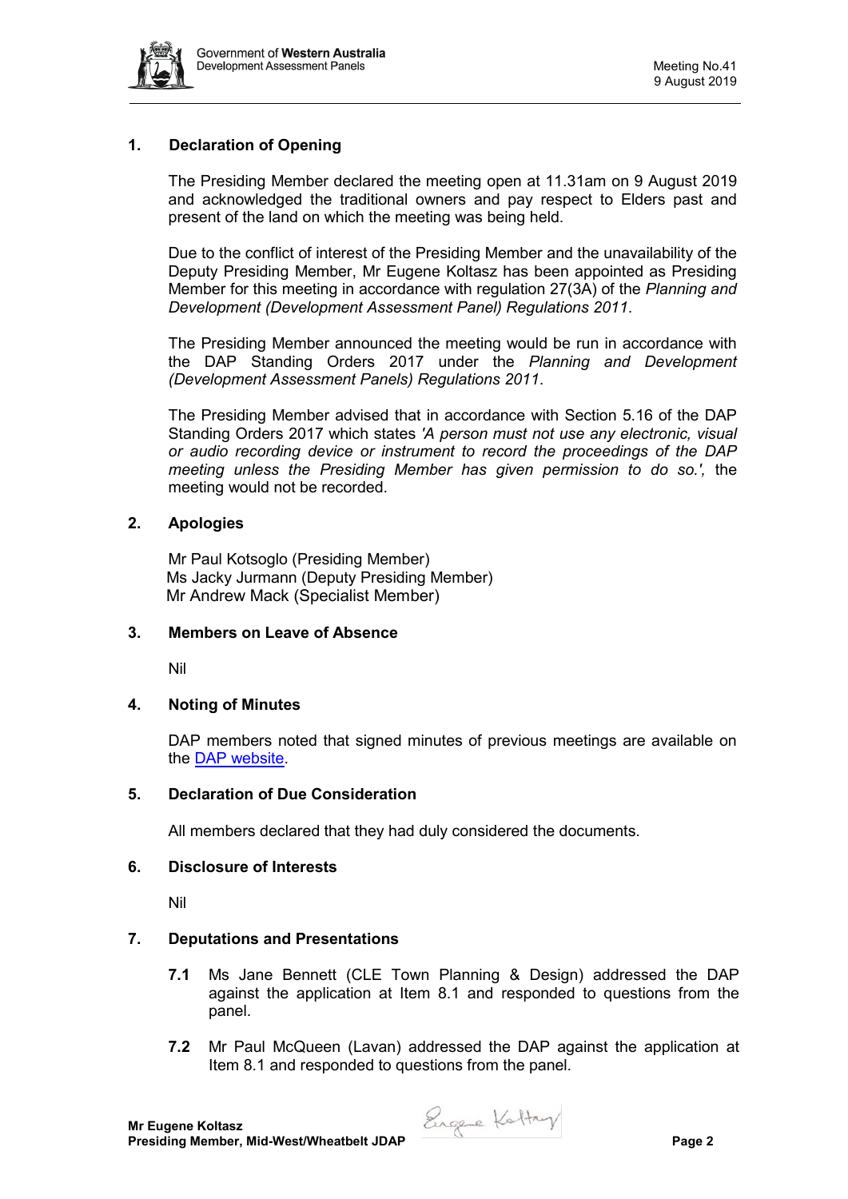## 1. Declaration of Opening

The Presiding Member declared the meeting open at 11.31am on 9 August 2019 and acknowledged the traditional owners and pay respect to Elders past and present of the land on which the meeting was being held.

Due to the conflict of interest of the Presiding Member and the unavailability of the Deputy Presiding Member, Mr Eugene Koltasz has been appointed as Presiding Member for this meeting in accordance with regulation 27(3A) of the *Planning and Development (Development Assessment Panel) Regulations 2011*.

The Presiding Member announced the meeting would be run in accordance with the DAP Standing Orders 2017 under the *Planning and Development (Development Assessment Panels) Regulations 2011*.

The Presiding Member advised that in accordance with Section 5.16 of the DAP Standing Orders 2017 which states *'A person must not use any electronic, visual or audio recording device or instrument to record the proceedings of the DAP meeting unless the Presiding Member has given permission to do so.',* the meeting would not be recorded.

## 2. Apologies

Mr Paul Kotsoglo (Presiding Member)
Ms Jacky Jurmann (Deputy Presiding Member)
Mr Andrew Mack (Specialist Member)

## 3. Members on Leave of Absence

Nil

## 4. Noting of Minutes

DAP members noted that signed minutes of previous meetings are available on the DAP website.

## 5. Declaration of Due Consideration

All members declared that they had duly considered the documents.

## 6. Disclosure of Interests

Nil

## 7. Deputations and Presentations

**7.1** Ms Jane Bennett (CLE Town Planning & Design) addressed the DAP against the application at Item 8.1 and responded to questions from the panel.

**7.2** Mr Paul McQueen (Lavan) addressed the DAP against the application at Item 8.1 and responded to questions from the panel.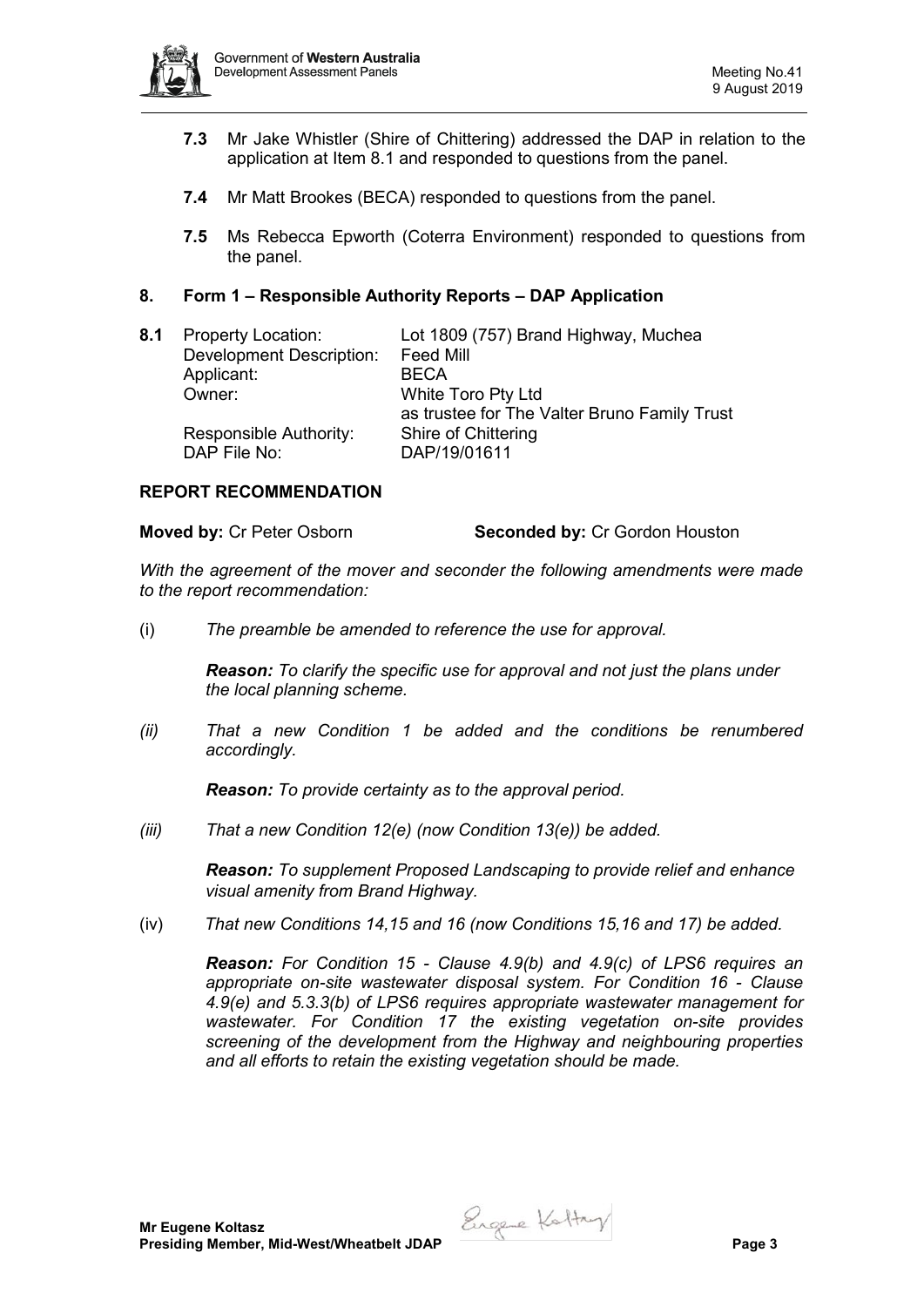**7.3** Mr Jake Whistler (Shire of Chittering) addressed the DAP in relation to the application at Item 8.1 and responded to questions from the panel.

**7.4** Mr Matt Brookes (BECA) responded to questions from the panel.

**7.5** Ms Rebecca Epworth (Coterra Environment) responded to questions from the panel.

## 8. Form 1 – Responsible Authority Reports – DAP Application

**8.1**

| | |
|---|---|
| Property Location: | Lot 1809 (757) Brand Highway, Muchea |
| Development Description: | Feed Mill |
| Applicant: | BECA |
| Owner: | White Toro Pty Ltd as trustee for The Valter Bruno Family Trust |
| Responsible Authority: | Shire of Chittering |
| DAP File No: | DAP/19/01611 |

### REPORT RECOMMENDATION

**Moved by:** Cr Peter Osborn **Seconded by:** Cr Gordon Houston

*With the agreement of the mover and seconder the following amendments were made to the report recommendation:*

(i) *The preamble be amended to reference the use for approval.*

*__Reason:__ To clarify the specific use for approval and not just the plans under the local planning scheme.*

*(ii) That a new Condition 1 be added and the conditions be renumbered accordingly.*

*__Reason:__ To provide certainty as to the approval period.*

*(iii) That a new Condition 12(e) (now Condition 13(e)) be added.*

*__Reason:__ To supplement Proposed Landscaping to provide relief and enhance visual amenity from Brand Highway.*

(iv) *That new Conditions 14,15 and 16 (now Conditions 15,16 and 17) be added.*

*__Reason:__ For Condition 15 - Clause 4.9(b) and 4.9(c) of LPS6 requires an appropriate on-site wastewater disposal system. For Condition 16 - Clause 4.9(e) and 5.3.3(b) of LPS6 requires appropriate wastewater management for wastewater. For Condition 17 the existing vegetation on-site provides screening of the development from the Highway and neighbouring properties and all efforts to retain the existing vegetation should be made.*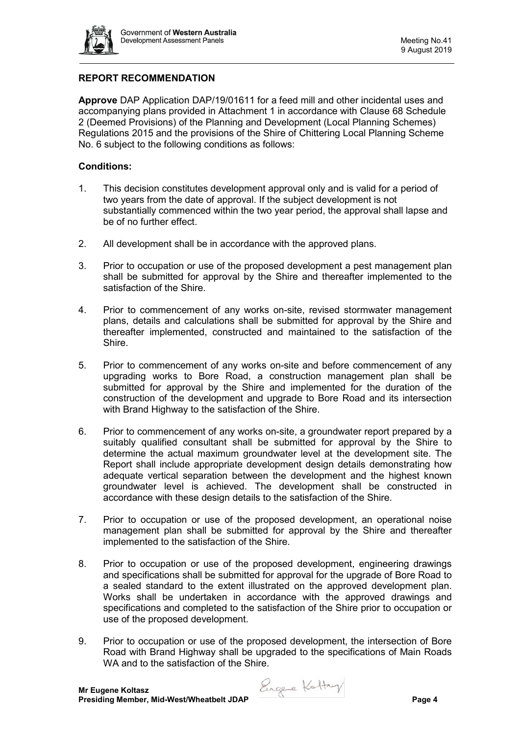## REPORT RECOMMENDATION

**Approve** DAP Application DAP/19/01611 for a feed mill and other incidental uses and accompanying plans provided in Attachment 1 in accordance with Clause 68 Schedule 2 (Deemed Provisions) of the Planning and Development (Local Planning Schemes) Regulations 2015 and the provisions of the Shire of Chittering Local Planning Scheme No. 6 subject to the following conditions as follows:

### Conditions:

1. This decision constitutes development approval only and is valid for a period of two years from the date of approval. If the subject development is not substantially commenced within the two year period, the approval shall lapse and be of no further effect.

2. All development shall be in accordance with the approved plans.

3. Prior to occupation or use of the proposed development a pest management plan shall be submitted for approval by the Shire and thereafter implemented to the satisfaction of the Shire.

4. Prior to commencement of any works on-site, revised stormwater management plans, details and calculations shall be submitted for approval by the Shire and thereafter implemented, constructed and maintained to the satisfaction of the Shire.

5. Prior to commencement of any works on-site and before commencement of any upgrading works to Bore Road, a construction management plan shall be submitted for approval by the Shire and implemented for the duration of the construction of the development and upgrade to Bore Road and its intersection with Brand Highway to the satisfaction of the Shire.

6. Prior to commencement of any works on-site, a groundwater report prepared by a suitably qualified consultant shall be submitted for approval by the Shire to determine the actual maximum groundwater level at the development site. The Report shall include appropriate development design details demonstrating how adequate vertical separation between the development and the highest known groundwater level is achieved. The development shall be constructed in accordance with these design details to the satisfaction of the Shire.

7. Prior to occupation or use of the proposed development, an operational noise management plan shall be submitted for approval by the Shire and thereafter implemented to the satisfaction of the Shire.

8. Prior to occupation or use of the proposed development, engineering drawings and specifications shall be submitted for approval for the upgrade of Bore Road to a sealed standard to the extent illustrated on the approved development plan. Works shall be undertaken in accordance with the approved drawings and specifications and completed to the satisfaction of the Shire prior to occupation or use of the proposed development.

9. Prior to occupation or use of the proposed development, the intersection of Bore Road with Brand Highway shall be upgraded to the specifications of Main Roads WA and to the satisfaction of the Shire.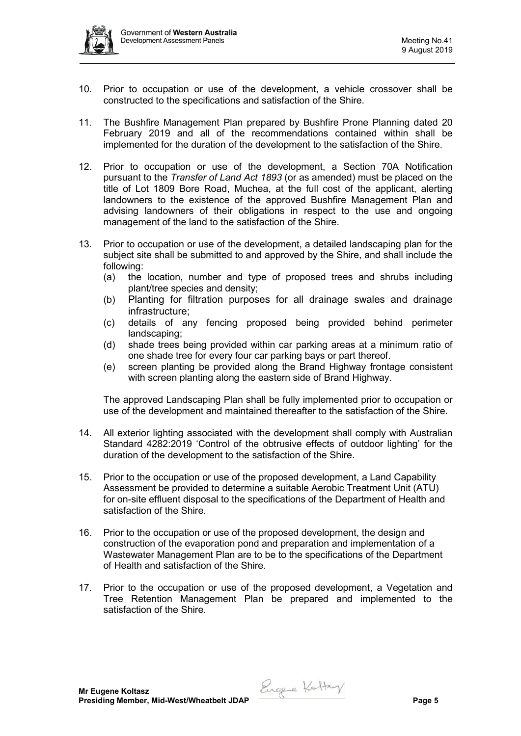10. Prior to occupation or use of the development, a vehicle crossover shall be constructed to the specifications and satisfaction of the Shire.

11. The Bushfire Management Plan prepared by Bushfire Prone Planning dated 20 February 2019 and all of the recommendations contained within shall be implemented for the duration of the development to the satisfaction of the Shire.

12. Prior to occupation or use of the development, a Section 70A Notification pursuant to the *Transfer of Land Act 1893* (or as amended) must be placed on the title of Lot 1809 Bore Road, Muchea, at the full cost of the applicant, alerting landowners to the existence of the approved Bushfire Management Plan and advising landowners of their obligations in respect to the use and ongoing management of the land to the satisfaction of the Shire.

13. Prior to occupation or use of the development, a detailed landscaping plan for the subject site shall be submitted to and approved by the Shire, and shall include the following:
    (a) the location, number and type of proposed trees and shrubs including plant/tree species and density;
    (b) Planting for filtration purposes for all drainage swales and drainage infrastructure;
    (c) details of any fencing proposed being provided behind perimeter landscaping;
    (d) shade trees being provided within car parking areas at a minimum ratio of one shade tree for every four car parking bays or part thereof.
    (e) screen planting be provided along the Brand Highway frontage consistent with screen planting along the eastern side of Brand Highway.

    The approved Landscaping Plan shall be fully implemented prior to occupation or use of the development and maintained thereafter to the satisfaction of the Shire.

14. All exterior lighting associated with the development shall comply with Australian Standard 4282:2019 'Control of the obtrusive effects of outdoor lighting' for the duration of the development to the satisfaction of the Shire.

15. Prior to the occupation or use of the proposed development, a Land Capability Assessment be provided to determine a suitable Aerobic Treatment Unit (ATU) for on-site effluent disposal to the specifications of the Department of Health and satisfaction of the Shire.

16. Prior to the occupation or use of the proposed development, the design and construction of the evaporation pond and preparation and implementation of a Wastewater Management Plan are to be to the specifications of the Department of Health and satisfaction of the Shire.

17. Prior to the occupation or use of the proposed development, a Vegetation and Tree Retention Management Plan be prepared and implemented to the satisfaction of the Shire.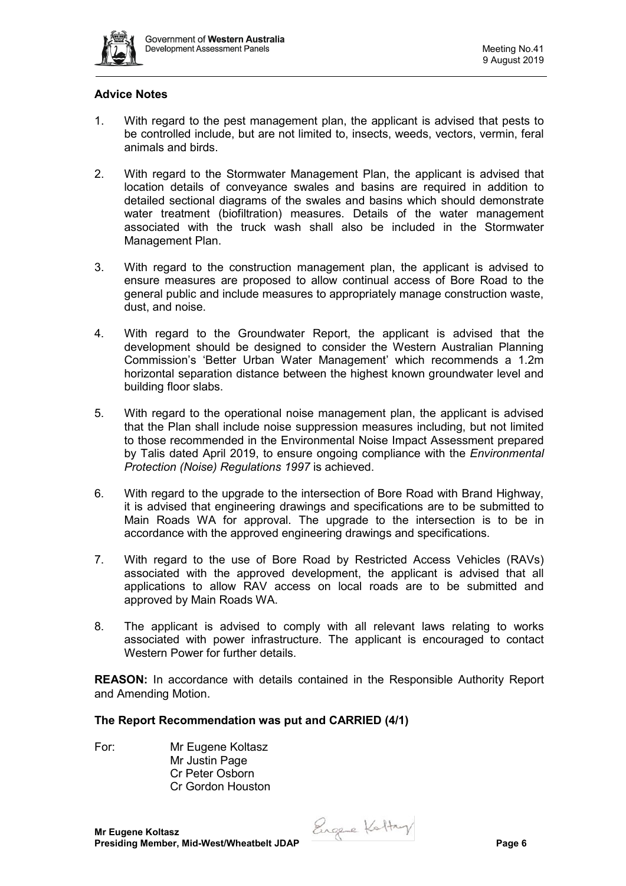**Advice Notes**

1. With regard to the pest management plan, the applicant is advised that pests to be controlled include, but are not limited to, insects, weeds, vectors, vermin, feral animals and birds.

2. With regard to the Stormwater Management Plan, the applicant is advised that location details of conveyance swales and basins are required in addition to detailed sectional diagrams of the swales and basins which should demonstrate water treatment (biofiltration) measures. Details of the water management associated with the truck wash shall also be included in the Stormwater Management Plan.

3. With regard to the construction management plan, the applicant is advised to ensure measures are proposed to allow continual access of Bore Road to the general public and include measures to appropriately manage construction waste, dust, and noise.

4. With regard to the Groundwater Report, the applicant is advised that the development should be designed to consider the Western Australian Planning Commission's 'Better Urban Water Management' which recommends a 1.2m horizontal separation distance between the highest known groundwater level and building floor slabs.

5. With regard to the operational noise management plan, the applicant is advised that the Plan shall include noise suppression measures including, but not limited to those recommended in the Environmental Noise Impact Assessment prepared by Talis dated April 2019, to ensure ongoing compliance with the *Environmental Protection (Noise) Regulations 1997* is achieved.

6. With regard to the upgrade to the intersection of Bore Road with Brand Highway, it is advised that engineering drawings and specifications are to be submitted to Main Roads WA for approval. The upgrade to the intersection is to be in accordance with the approved engineering drawings and specifications.

7. With regard to the use of Bore Road by Restricted Access Vehicles (RAVs) associated with the approved development, the applicant is advised that all applications to allow RAV access on local roads are to be submitted and approved by Main Roads WA.

8. The applicant is advised to comply with all relevant laws relating to works associated with power infrastructure. The applicant is encouraged to contact Western Power for further details.

**REASON:** In accordance with details contained in the Responsible Authority Report and Amending Motion.

**The Report Recommendation was put and CARRIED (4/1)**

For: Mr Eugene Koltasz
Mr Justin Page
Cr Peter Osborn
Cr Gordon Houston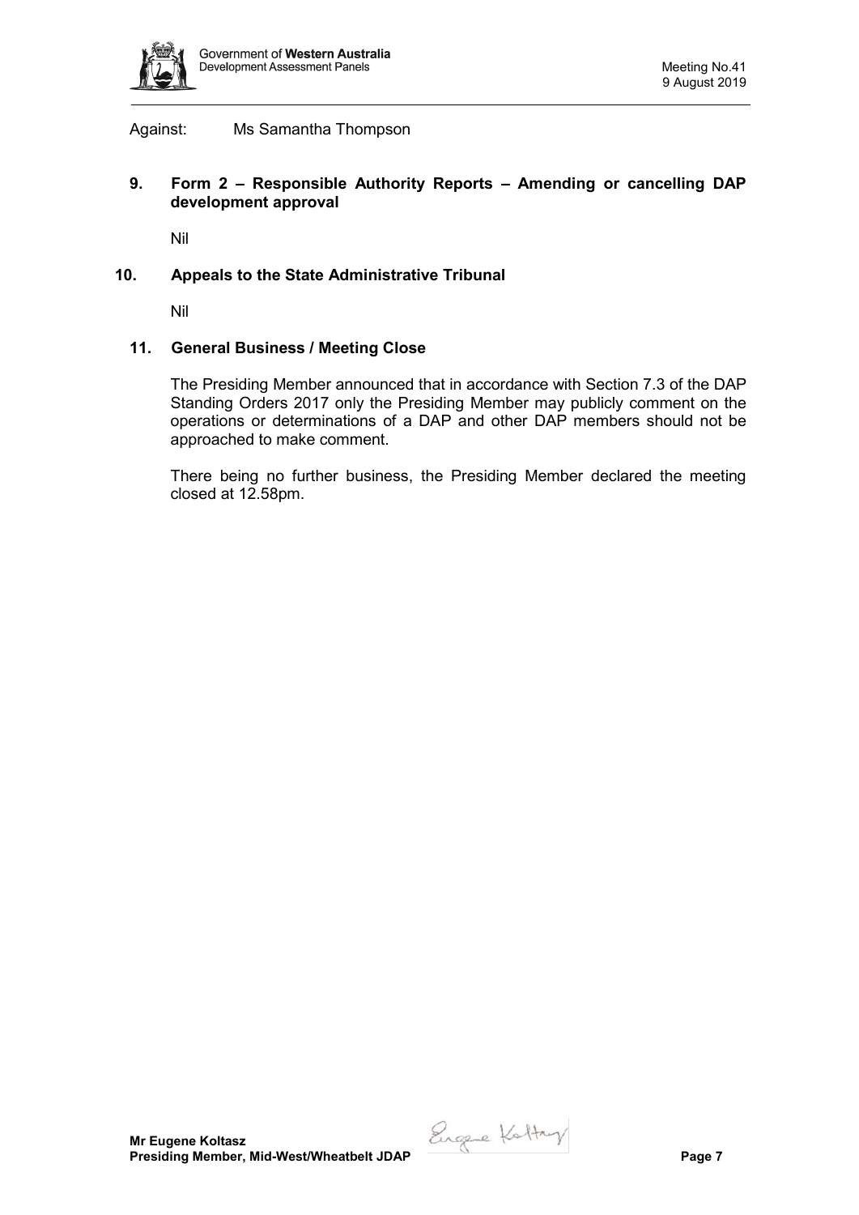Against: Ms Samantha Thompson

**9. Form 2 – Responsible Authority Reports – Amending or cancelling DAP development approval**

Nil

**10. Appeals to the State Administrative Tribunal**

Nil

**11. General Business / Meeting Close**

The Presiding Member announced that in accordance with Section 7.3 of the DAP Standing Orders 2017 only the Presiding Member may publicly comment on the operations or determinations of a DAP and other DAP members should not be approached to make comment.

There being no further business, the Presiding Member declared the meeting closed at 12.58pm.

**Mr Eugene Koltasz**
**Presiding Member, Mid-West/Wheatbelt JDAP**